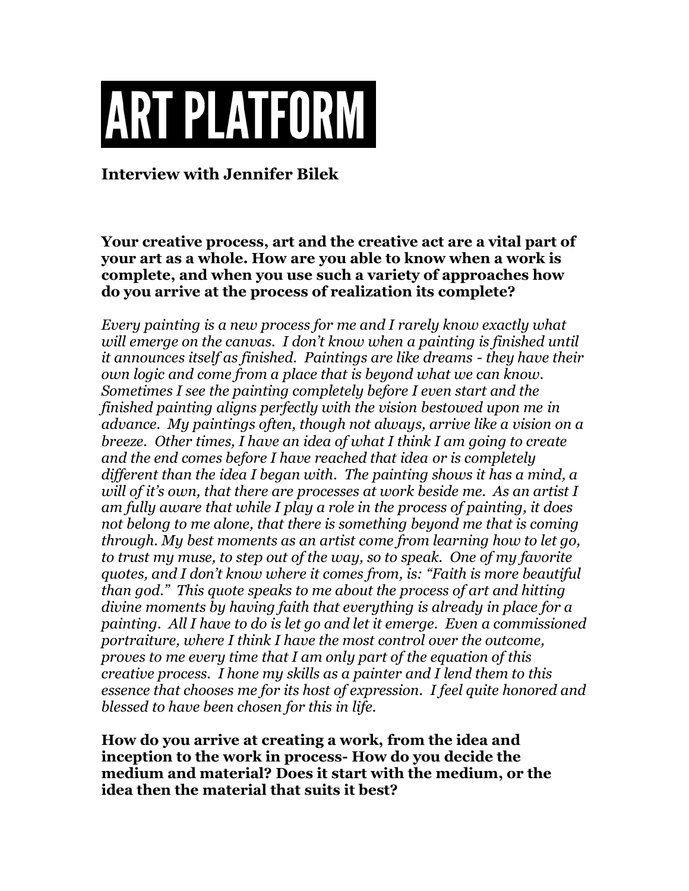# ART PLATFORM

**Interview with Jennifer Bilek**

**Your creative process, art and the creative act are a vital part of your art as a whole. How are you able to know when a work is complete, and when you use such a variety of approaches how do you arrive at the process of realization its complete?**

*Every painting is a new process for me and I rarely know exactly what will emerge on the canvas. I don't know when a painting is finished until it announces itself as finished. Paintings are like dreams - they have their own logic and come from a place that is beyond what we can know. Sometimes I see the painting completely before I even start and the finished painting aligns perfectly with the vision bestowed upon me in advance. My paintings often, though not always, arrive like a vision on a breeze. Other times, I have an idea of what I think I am going to create and the end comes before I have reached that idea or is completely different than the idea I began with. The painting shows it has a mind, a will of it's own, that there are processes at work beside me. As an artist I am fully aware that while I play a role in the process of painting, it does not belong to me alone, that there is something beyond me that is coming through. My best moments as an artist come from learning how to let go, to trust my muse, to step out of the way, so to speak. One of my favorite quotes, and I don't know where it comes from, is: "Faith is more beautiful than god." This quote speaks to me about the process of art and hitting divine moments by having faith that everything is already in place for a painting. All I have to do is let go and let it emerge. Even a commissioned portraiture, where I think I have the most control over the outcome, proves to me every time that I am only part of the equation of this creative process. I hone my skills as a painter and I lend them to this essence that chooses me for its host of expression. I feel quite honored and blessed to have been chosen for this in life.*

**How do you arrive at creating a work, from the idea and inception to the work in process- How do you decide the medium and material? Does it start with the medium, or the idea then the material that suits it best?**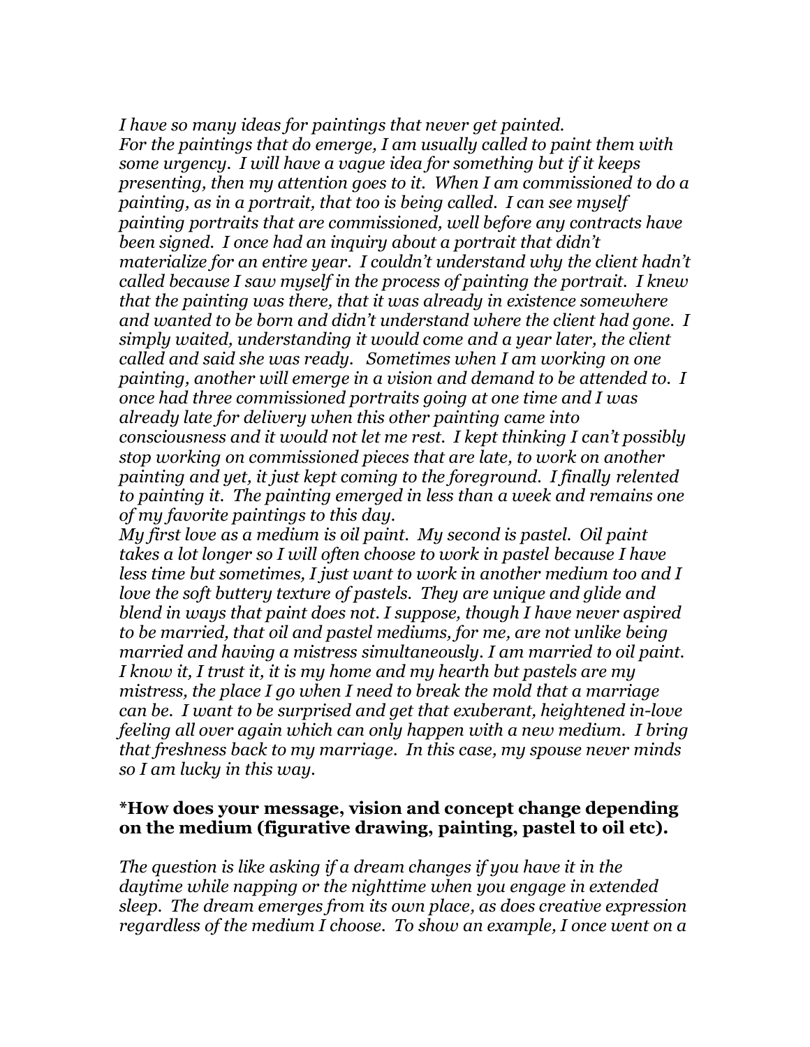*I have so many ideas for paintings that never get painted.*
*For the paintings that do emerge, I am usually called to paint them with some urgency. I will have a vague idea for something but if it keeps presenting, then my attention goes to it. When I am commissioned to do a painting, as in a portrait, that too is being called. I can see myself painting portraits that are commissioned, well before any contracts have been signed. I once had an inquiry about a portrait that didn't materialize for an entire year. I couldn't understand why the client hadn't called because I saw myself in the process of painting the portrait. I knew that the painting was there, that it was already in existence somewhere and wanted to be born and didn't understand where the client had gone. I simply waited, understanding it would come and a year later, the client called and said she was ready. Sometimes when I am working on one painting, another will emerge in a vision and demand to be attended to. I once had three commissioned portraits going at one time and I was already late for delivery when this other painting came into consciousness and it would not let me rest. I kept thinking I can't possibly stop working on commissioned pieces that are late, to work on another painting and yet, it just kept coming to the foreground. I finally relented to painting it. The painting emerged in less than a week and remains one of my favorite paintings to this day.*
*My first love as a medium is oil paint. My second is pastel. Oil paint takes a lot longer so I will often choose to work in pastel because I have less time but sometimes, I just want to work in another medium too and I love the soft buttery texture of pastels. They are unique and glide and blend in ways that paint does not. I suppose, though I have never aspired to be married, that oil and pastel mediums, for me, are not unlike being married and having a mistress simultaneously. I am married to oil paint. I know it, I trust it, it is my home and my hearth but pastels are my mistress, the place I go when I need to break the mold that a marriage can be. I want to be surprised and get that exuberant, heightened in-love feeling all over again which can only happen with a new medium. I bring that freshness back to my marriage. In this case, my spouse never minds so I am lucky in this way.*

**\*How does your message, vision and concept change depending on the medium (figurative drawing, painting, pastel to oil etc).**

*The question is like asking if a dream changes if you have it in the daytime while napping or the nighttime when you engage in extended sleep. The dream emerges from its own place, as does creative expression regardless of the medium I choose. To show an example, I once went on a*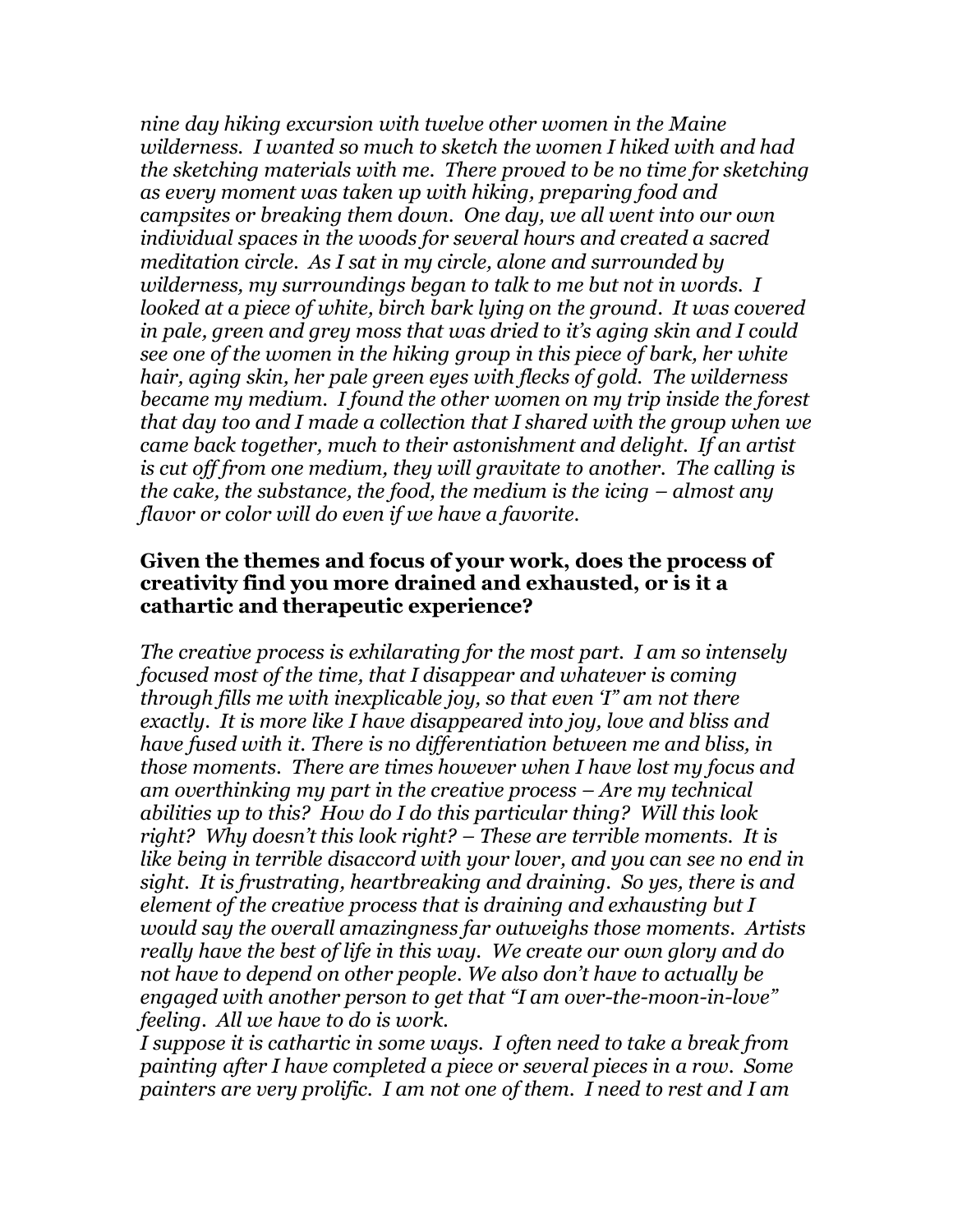*nine day hiking excursion with twelve other women in the Maine wilderness. I wanted so much to sketch the women I hiked with and had the sketching materials with me. There proved to be no time for sketching as every moment was taken up with hiking, preparing food and campsites or breaking them down. One day, we all went into our own individual spaces in the woods for several hours and created a sacred meditation circle. As I sat in my circle, alone and surrounded by wilderness, my surroundings began to talk to me but not in words. I looked at a piece of white, birch bark lying on the ground. It was covered in pale, green and grey moss that was dried to it's aging skin and I could see one of the women in the hiking group in this piece of bark, her white hair, aging skin, her pale green eyes with flecks of gold. The wilderness became my medium. I found the other women on my trip inside the forest that day too and I made a collection that I shared with the group when we came back together, much to their astonishment and delight. If an artist is cut off from one medium, they will gravitate to another. The calling is the cake, the substance, the food, the medium is the icing – almost any flavor or color will do even if we have a favorite.*

**Given the themes and focus of your work, does the process of creativity find you more drained and exhausted, or is it a cathartic and therapeutic experience?**

*The creative process is exhilarating for the most part. I am so intensely focused most of the time, that I disappear and whatever is coming through fills me with inexplicable joy, so that even 'I" am not there exactly. It is more like I have disappeared into joy, love and bliss and have fused with it. There is no differentiation between me and bliss, in those moments. There are times however when I have lost my focus and am overthinking my part in the creative process – Are my technical abilities up to this? How do I do this particular thing? Will this look right? Why doesn't this look right? – These are terrible moments. It is like being in terrible disaccord with your lover, and you can see no end in sight. It is frustrating, heartbreaking and draining. So yes, there is and element of the creative process that is draining and exhausting but I would say the overall amazingness far outweighs those moments. Artists really have the best of life in this way. We create our own glory and do not have to depend on other people. We also don't have to actually be engaged with another person to get that "I am over-the-moon-in-love" feeling. All we have to do is work.*

*I suppose it is cathartic in some ways. I often need to take a break from painting after I have completed a piece or several pieces in a row. Some painters are very prolific. I am not one of them. I need to rest and I am*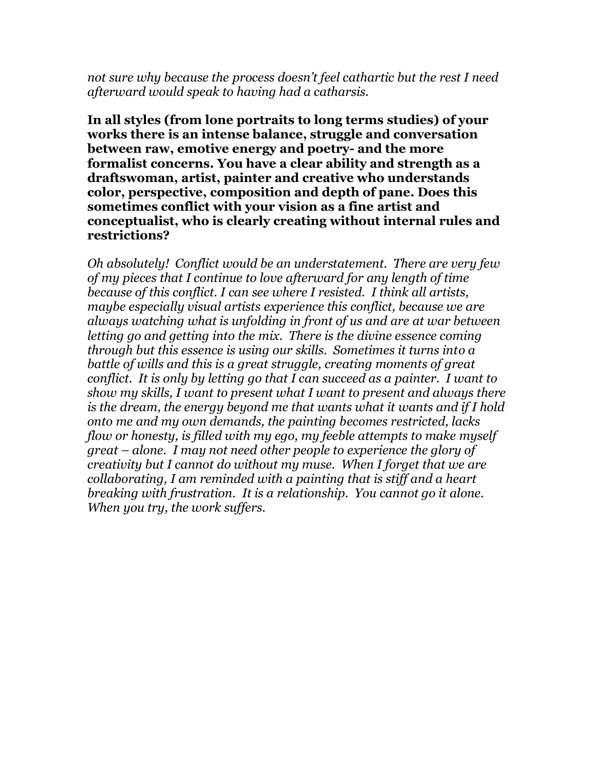*not sure why because the process doesn't feel cathartic but the rest I need afterward would speak to having had a catharsis.*

**In all styles (from lone portraits to long terms studies) of your works there is an intense balance, struggle and conversation between raw, emotive energy and poetry- and the more formalist concerns. You have a clear ability and strength as a draftswoman, artist, painter and creative who understands color, perspective, composition and depth of pane. Does this sometimes conflict with your vision as a fine artist and conceptualist, who is clearly creating without internal rules and restrictions?**

*Oh absolutely! Conflict would be an understatement. There are very few of my pieces that I continue to love afterward for any length of time because of this conflict. I can see where I resisted. I think all artists, maybe especially visual artists experience this conflict, because we are always watching what is unfolding in front of us and are at war between letting go and getting into the mix. There is the divine essence coming through but this essence is using our skills. Sometimes it turns into a battle of wills and this is a great struggle, creating moments of great conflict. It is only by letting go that I can succeed as a painter. I want to show my skills, I want to present what I want to present and always there is the dream, the energy beyond me that wants what it wants and if I hold onto me and my own demands, the painting becomes restricted, lacks flow or honesty, is filled with my ego, my feeble attempts to make myself great – alone. I may not need other people to experience the glory of creativity but I cannot do without my muse. When I forget that we are collaborating, I am reminded with a painting that is stiff and a heart breaking with frustration. It is a relationship. You cannot go it alone. When you try, the work suffers.*